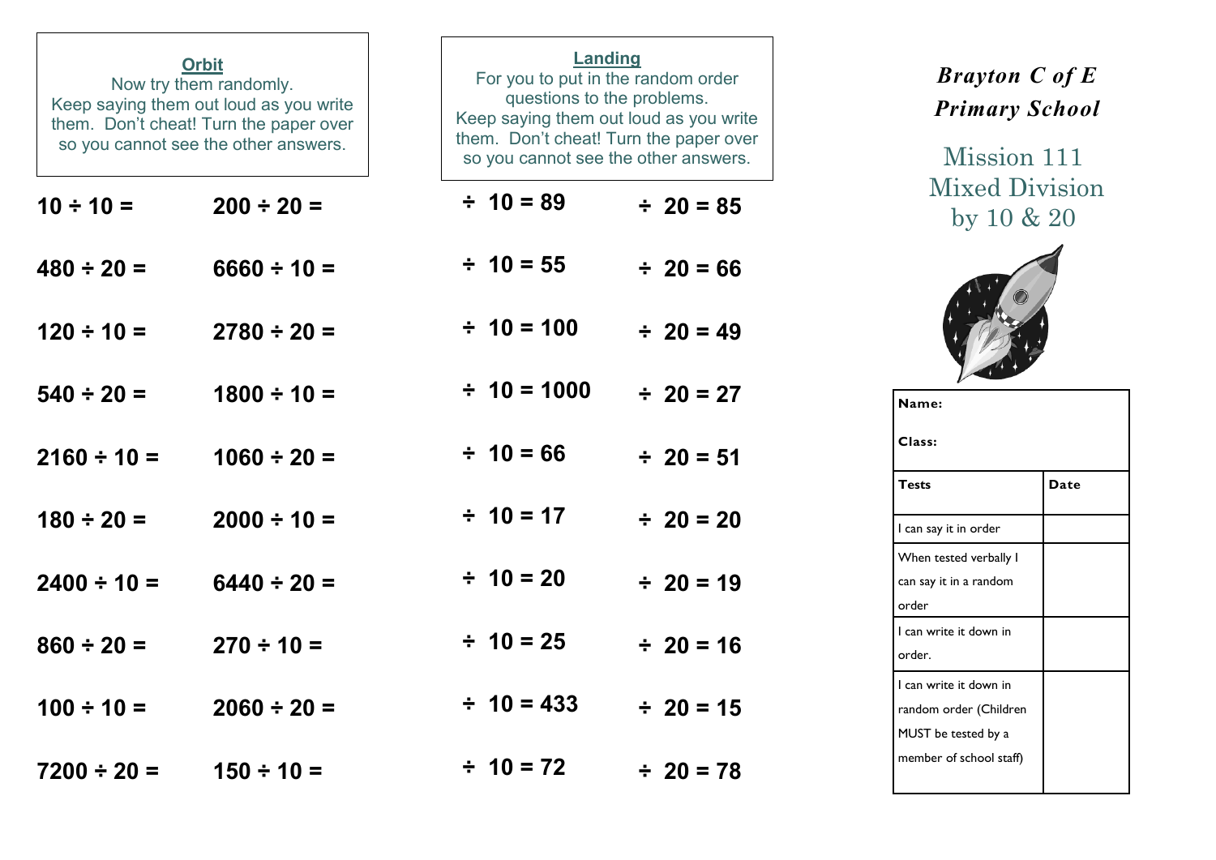### Orbit

Now try them randomly.
Keep saying them out loud as you write them. Don't cheat! Turn the paper over so you cannot see the other answers.

| | |
|---|---|
| 10 ÷ 10 = | 200 ÷ 20 = |
| 480 ÷ 20 = | 6660 ÷ 10 = |
| 120 ÷ 10 = | 2780 ÷ 20 = |
| 540 ÷ 20 = | 1800 ÷ 10 = |
| 2160 ÷ 10 = | 1060 ÷ 20 = |
| 180 ÷ 20 = | 2000 ÷ 10 = |
| 2400 ÷ 10 = | 6440 ÷ 20 = |
| 860 ÷ 20 = | 270 ÷ 10 = |
| 100 ÷ 10 = | 2060 ÷ 20 = |
| 7200 ÷ 20 = | 150 ÷ 10 = |

### Landing

For you to put in the random order questions to the problems.
Keep saying them out loud as you write them. Don't cheat! Turn the paper over so you cannot see the other answers.

| | |
|---|---|
| ÷ 10 = 89 | ÷ 20 = 85 |
| ÷ 10 = 55 | ÷ 20 = 66 |
| ÷ 10 = 100 | ÷ 20 = 49 |
| ÷ 10 = 1000 | ÷ 20 = 27 |
| ÷ 10 = 66 | ÷ 20 = 51 |
| ÷ 10 = 17 | ÷ 20 = 20 |
| ÷ 10 = 20 | ÷ 20 = 19 |
| ÷ 10 = 25 | ÷ 20 = 16 |
| ÷ 10 = 433 | ÷ 20 = 15 |
| ÷ 10 = 72 | ÷ 20 = 78 |

***Brayton C of E Primary School***

# Mission 111 Mixed Division by 10 & 20

| Name:<br>Class: | |
|---|---|
| **Tests** | **Date** |
| I can say it in order | |
| When tested verbally I can say it in a random order | |
| I can write it down in order. | |
| I can write it down in random order (Children MUST be tested by a member of school staff) | |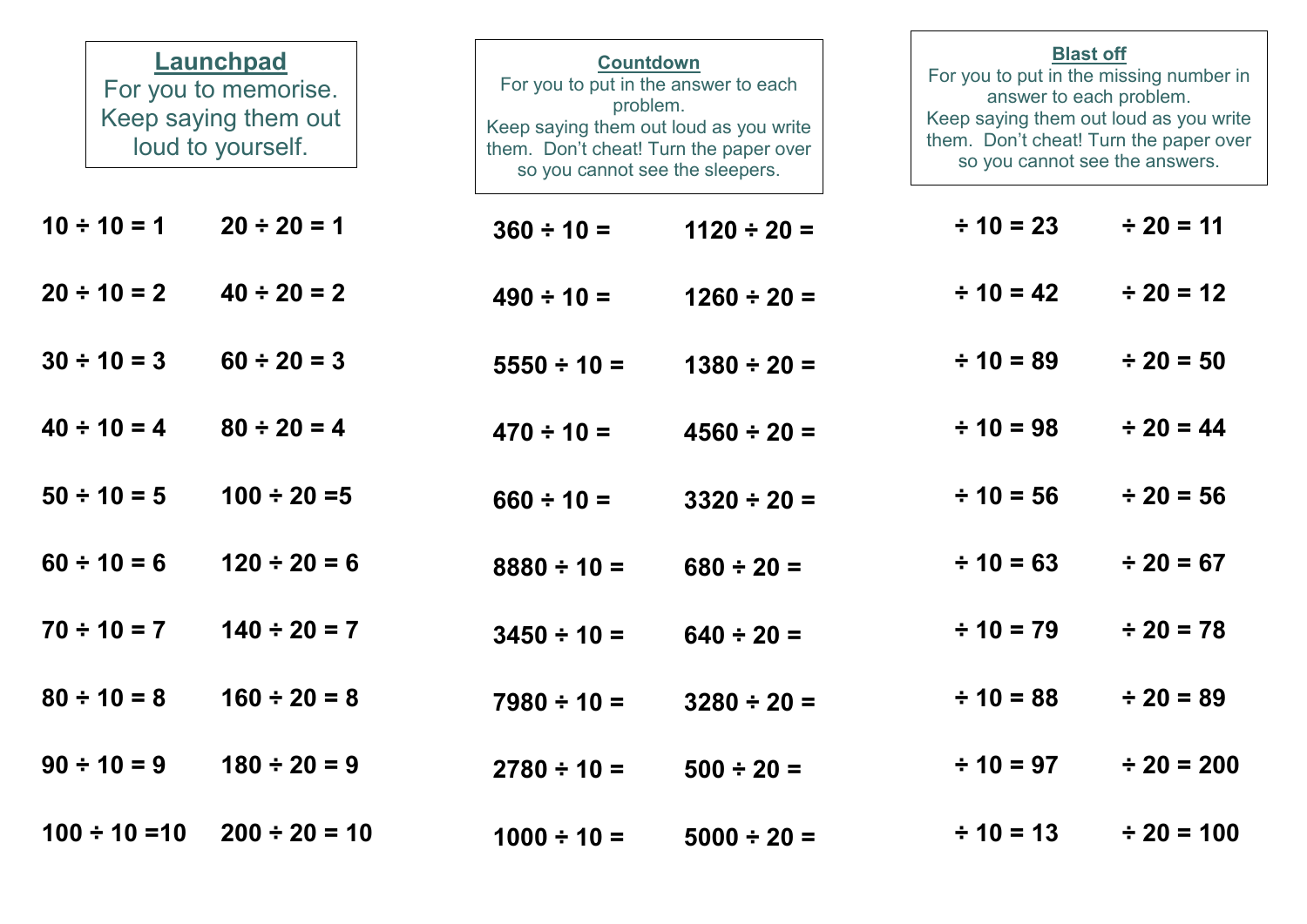**Launchpad**
For you to memorise.
Keep saying them out loud to yourself.

$10 \div 10 = 1$ $\quad$ $20 \div 20 = 1$

$20 \div 10 = 2$ $\quad$ $40 \div 20 = 2$

$30 \div 10 = 3$ $\quad$ $60 \div 20 = 3$

$40 \div 10 = 4$ $\quad$ $80 \div 20 = 4$

$50 \div 10 = 5$ $\quad$ $100 \div 20 = 5$

$60 \div 10 = 6$ $\quad$ $120 \div 20 = 6$

$70 \div 10 = 7$ $\quad$ $140 \div 20 = 7$

$80 \div 10 = 8$ $\quad$ $160 \div 20 = 8$

$90 \div 10 = 9$ $\quad$ $180 \div 20 = 9$

$100 \div 10 = 10$ $\quad$ $200 \div 20 = 10$

**Countdown**
For you to put in the answer to each problem.
Keep saying them out loud as you write them. Don't cheat! Turn the paper over so you cannot see the sleepers.

$360 \div 10 =$ $\quad$ $1120 \div 20 =$

$490 \div 10 =$ $\quad$ $1260 \div 20 =$

$5550 \div 10 =$ $\quad$ $1380 \div 20 =$

$470 \div 10 =$ $\quad$ $4560 \div 20 =$

$660 \div 10 =$ $\quad$ $3320 \div 20 =$

$8880 \div 10 =$ $\quad$ $680 \div 20 =$

$3450 \div 10 =$ $\quad$ $640 \div 20 =$

$7980 \div 10 =$ $\quad$ $3280 \div 20 =$

$2780 \div 10 =$ $\quad$ $500 \div 20 =$

$1000 \div 10 =$ $\quad$ $5000 \div 20 =$

**Blast off**
For you to put in the missing number in answer to each problem.
Keep saying them out loud as you write them. Don't cheat! Turn the paper over so you cannot see the answers.

$\div 10 = 23$ $\quad$ $\div 20 = 11$

$\div 10 = 42$ $\quad$ $\div 20 = 12$

$\div 10 = 89$ $\quad$ $\div 20 = 50$

$\div 10 = 98$ $\quad$ $\div 20 = 44$

$\div 10 = 56$ $\quad$ $\div 20 = 56$

$\div 10 = 63$ $\quad$ $\div 20 = 67$

$\div 10 = 79$ $\quad$ $\div 20 = 78$

$\div 10 = 88$ $\quad$ $\div 20 = 89$

$\div 10 = 97$ $\quad$ $\div 20 = 200$

$\div 10 = 13$ $\quad$ $\div 20 = 100$